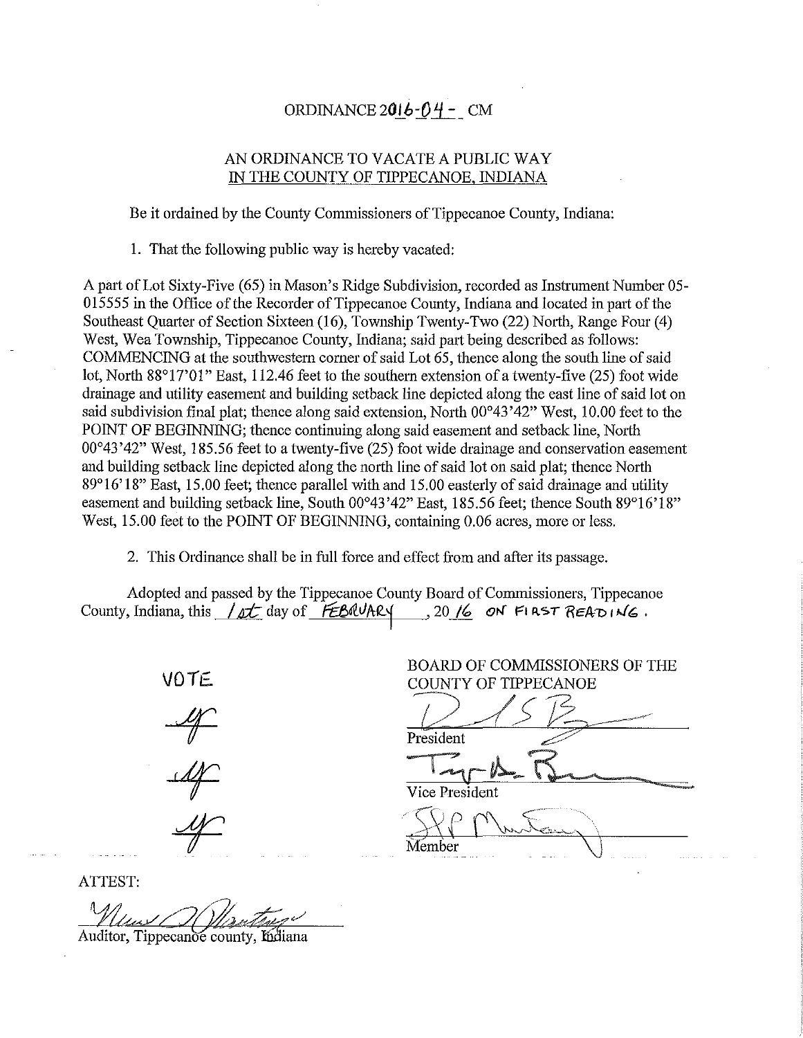# ORDINANCE 2016-04- CM

## AN ORDINANCE TO VACATE A PUBLIC WAY IN THE COUNTY OF TIPPECANOE, INDIANA

Be it ordained by the County Commissioners of Tippecanoe County, Indiana:

1. That the following public way is hereby vacated:

A part of Lot Sixty-Five (65) in Mason's Ridge Subdivision, recorded as Instrument Number 05-015555 in the Office of the Recorder of Tippecanoe County, Indiana and located in part of the Southeast Quarter of Section Sixteen (16), Township Twenty-Two (22) North, Range Four (4) West, Wea Township, Tippecanoe County, Indiana; said part being described as follows: COMMENCING at the southwestern corner of said Lot 65, thence along the south line of said lot, North 88°17'01" East, 112.46 feet to the southern extension of a twenty-five (25) foot wide drainage and utility easement and building setback line depicted along the east line of said lot on said subdivision final plat; thence along said extension, North 00°43'42" West, 10.00 feet to the POINT OF BEGINNING; thence continuing along said easement and setback line, North 00°43'42" West, 185.56 feet to a twenty-five (25) foot wide drainage and conservation easement and building setback line depicted along the north line of said lot on said plat; thence North 89°16'18" East, 15.00 feet; thence parallel with and 15.00 easterly of said drainage and utility easement and building setback line, South 00°43'42" East, 185.56 feet; thence South 89°16'18" West, 15.00 feet to the POINT OF BEGINNING, containing 0.06 acres, more or less.

2. This Ordinance shall be in full force and effect from and after its passage.

Adopted and passed by the Tippecanoe County Board of Commissioners, Tippecanoe County, Indiana, this 1st day of FEBRUARY, 2016 ON FIRST READING.

VOTE

Y

Y

Y

BOARD OF COMMISSIONERS OF THE COUNTY OF TIPPECANOE

President

Vice President

Member

ATTEST:

Auditor, Tippecanoe county, Indiana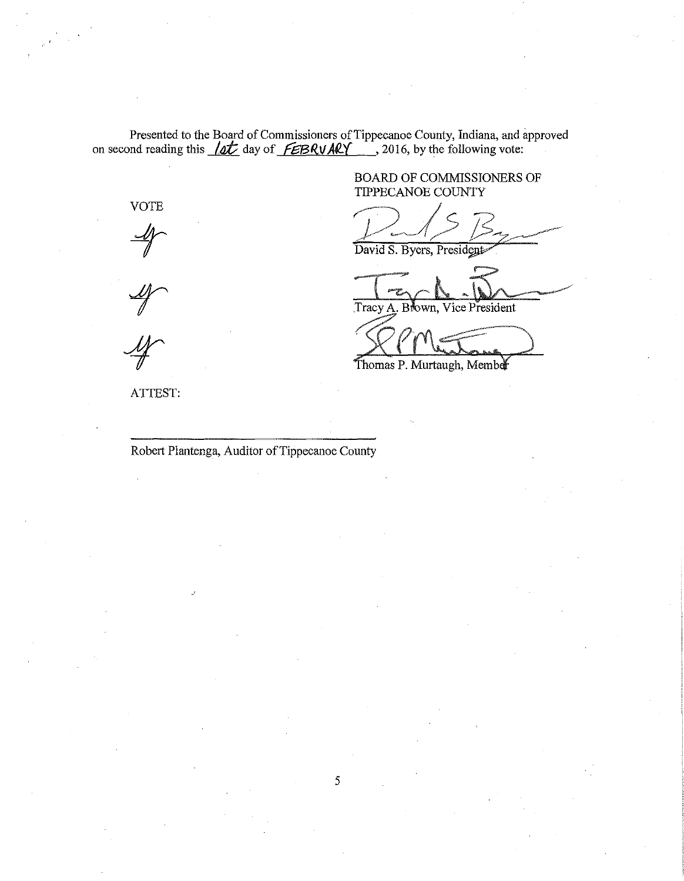Presented to the Board of Commissioners of Tippecanoe County, Indiana, and approved on second reading this 1st day of FEBRUARY, 2016, by the following vote:

BOARD OF COMMISSIONERS OF TIPPECANOE COUNTY

| VOTE | |
|---|---|
| Y | David S. Byers, President |
| Y | Tracy A. Brown, Vice President |
| Y | Thomas P. Murtaugh, Member |

ATTEST:

_______________________________

Robert Plantenga, Auditor of Tippecanoe County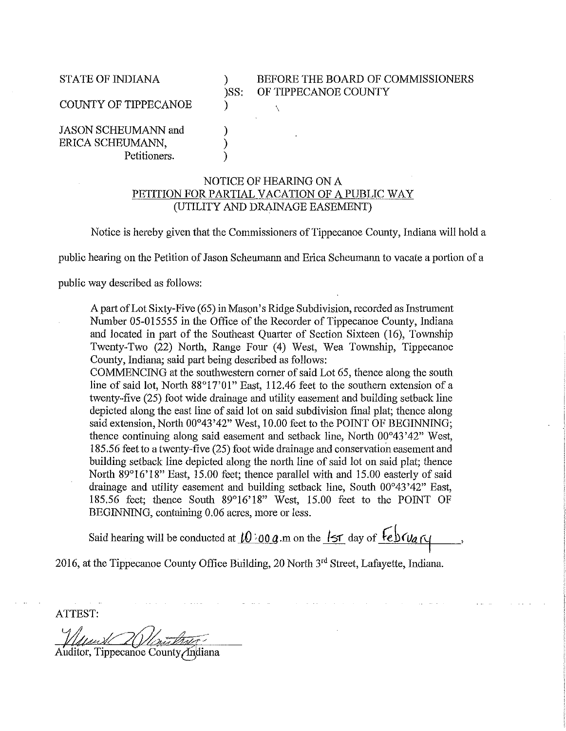STATE OF INDIANA ) BEFORE THE BOARD OF COMMISSIONERS
)SS: OF TIPPECANOE COUNTY
COUNTY OF TIPPECANOE )

JASON SCHEUMANN and )
ERICA SCHEUMANN, )
Petitioners. )

NOTICE OF HEARING ON A
PETITION FOR PARTIAL VACATION OF A PUBLIC WAY
(UTILITY AND DRAINAGE EASEMENT)

Notice is hereby given that the Commissioners of Tippecanoe County, Indiana will hold a public hearing on the Petition of Jason Scheumann and Erica Scheumann to vacate a portion of a public way described as follows:

> A part of Lot Sixty-Five (65) in Mason's Ridge Subdivision, recorded as Instrument Number 05-015555 in the Office of the Recorder of Tippecanoe County, Indiana and located in part of the Southeast Quarter of Section Sixteen (16), Township Twenty-Two (22) North, Range Four (4) West, Wea Township, Tippecanoe County, Indiana; said part being described as follows:
> COMMENCING at the southwestern corner of said Lot 65, thence along the south line of said lot, North 88°17'01" East, 112.46 feet to the southern extension of a twenty-five (25) foot wide drainage and utility easement and building setback line depicted along the east line of said lot on said subdivision final plat; thence along said extension, North 00°43'42" West, 10.00 feet to the POINT OF BEGINNING; thence continuing along said easement and setback line, North 00°43'42" West, 185.56 feet to a twenty-five (25) foot wide drainage and conservation easement and building setback line depicted along the north line of said lot on said plat; thence North 89°16'18" East, 15.00 feet; thence parallel with and 15.00 easterly of said drainage and utility easement and building setback line, South 00°43'42" East, 185.56 feet; thence South 89°16'18" West, 15.00 feet to the POINT OF BEGINNING, containing 0.06 acres, more or less.

Said hearing will be conducted at 10:00 a.m on the 1st day of February, 2016, at the Tippecanoe County Office Building, 20 North 3rd Street, Lafayette, Indiana.

ATTEST:

Auditor, Tippecanoe County Indiana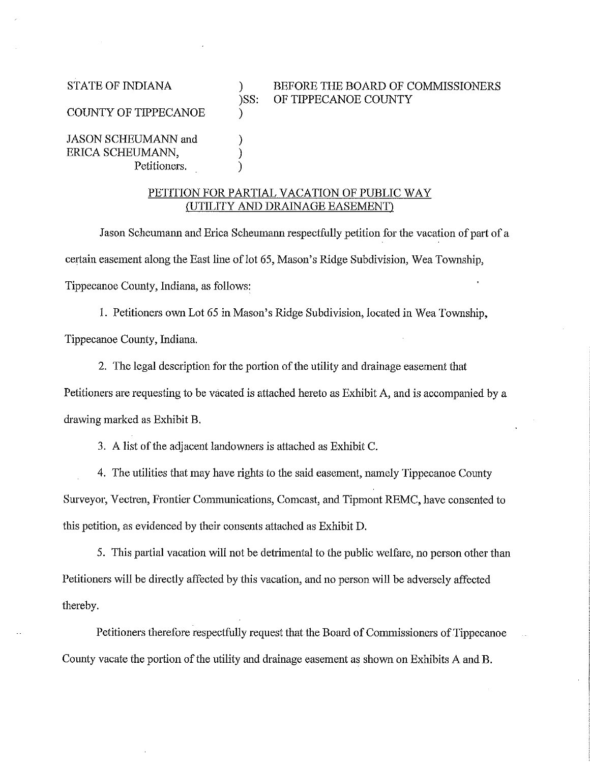STATE OF INDIANA ) BEFORE THE BOARD OF COMMISSIONERS
)SS: OF TIPPECANOE COUNTY
COUNTY OF TIPPECANOE )

JASON SCHEUMANN and )
ERICA SCHEUMANN, )
Petitioners. )

## PETITION FOR PARTIAL VACATION OF PUBLIC WAY (UTILITY AND DRAINAGE EASEMENT)

Jason Scheumann and Erica Scheumann respectfully petition for the vacation of part of a certain easement along the East line of lot 65, Mason's Ridge Subdivision, Wea Township, Tippecanoe County, Indiana, as follows:

1. Petitioners own Lot 65 in Mason's Ridge Subdivision, located in Wea Township, Tippecanoe County, Indiana.

2. The legal description for the portion of the utility and drainage easement that Petitioners are requesting to be vacated is attached hereto as Exhibit A, and is accompanied by a drawing marked as Exhibit B.

3. A list of the adjacent landowners is attached as Exhibit C.

4. The utilities that may have rights to the said easement, namely Tippecanoe County Surveyor, Vectren, Frontier Communications, Comcast, and Tipmont REMC, have consented to this petition, as evidenced by their consents attached as Exhibit D.

5. This partial vacation will not be detrimental to the public welfare, no person other than Petitioners will be directly affected by this vacation, and no person will be adversely affected thereby.

Petitioners therefore respectfully request that the Board of Commissioners of Tippecanoe County vacate the portion of the utility and drainage easement as shown on Exhibits A and B.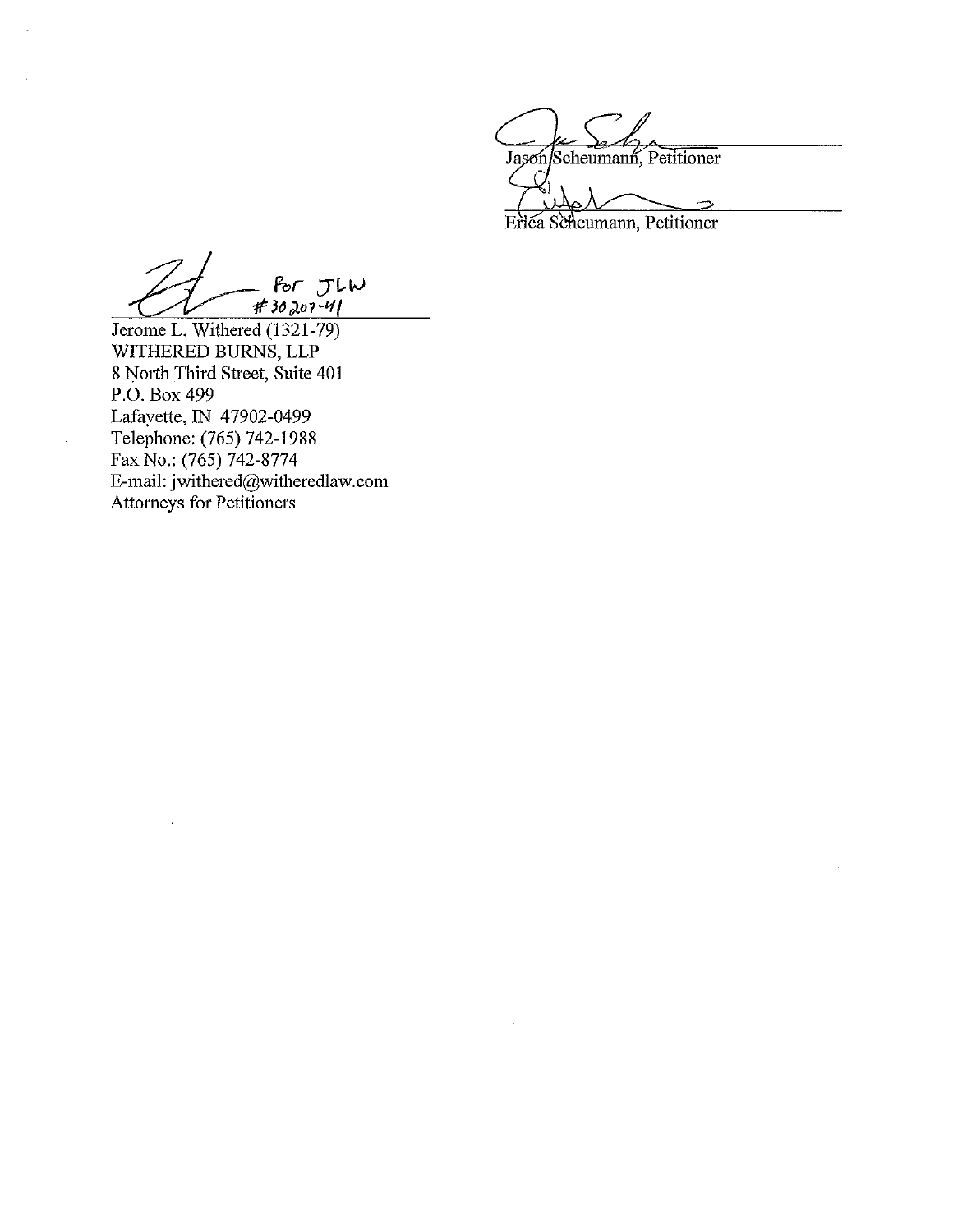Jason Scheumann, Petitioner

Erica Scheumann, Petitioner

For JLW
#30207-41

Jerome L. Withered (1321-79)
WITHERED BURNS, LLP
8 North Third Street, Suite 401
P.O. Box 499
Lafayette, IN 47902-0499
Telephone: (765) 742-1988
Fax No.: (765) 742-8774
E-mail: jwithered@witheredlaw.com
Attorneys for Petitioners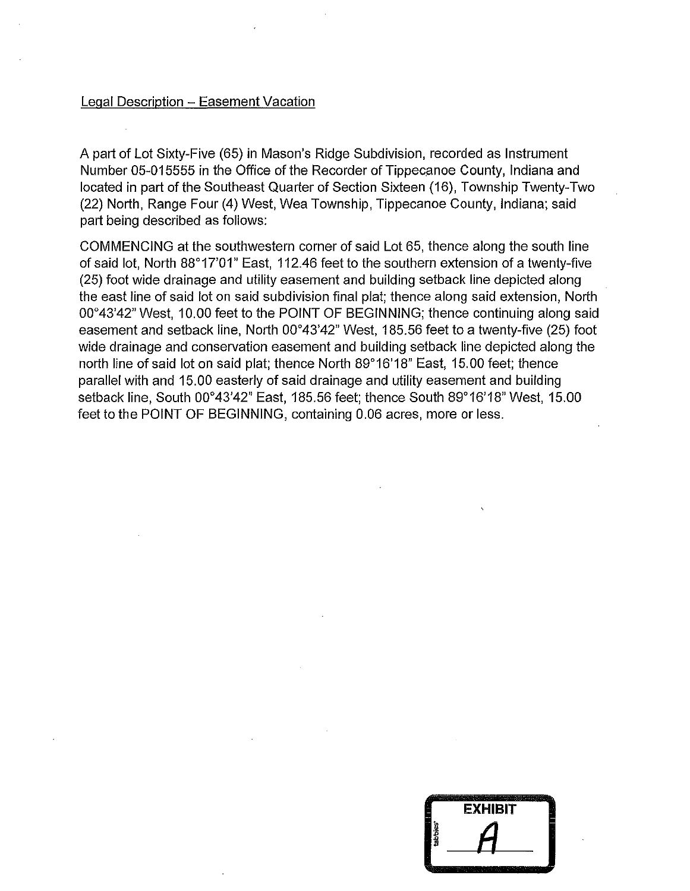Legal Description – Easement Vacation

A part of Lot Sixty-Five (65) in Mason's Ridge Subdivision, recorded as Instrument Number 05-015555 in the Office of the Recorder of Tippecanoe County, Indiana and located in part of the Southeast Quarter of Section Sixteen (16), Township Twenty-Two (22) North, Range Four (4) West, Wea Township, Tippecanoe County, Indiana; said part being described as follows:

COMMENCING at the southwestern corner of said Lot 65, thence along the south line of said lot, North 88°17'01" East, 112.46 feet to the southern extension of a twenty-five (25) foot wide drainage and utility easement and building setback line depicted along the east line of said lot on said subdivision final plat; thence along said extension, North 00°43'42" West, 10.00 feet to the POINT OF BEGINNING; thence continuing along said easement and setback line, North 00°43'42" West, 185.56 feet to a twenty-five (25) foot wide drainage and conservation easement and building setback line depicted along the north line of said lot on said plat; thence North 89°16'18" East, 15.00 feet; thence parallel with and 15.00 easterly of said drainage and utility easement and building setback line, South 00°43'42" East, 185.56 feet; thence South 89°16'18" West, 15.00 feet to the POINT OF BEGINNING, containing 0.06 acres, more or less.

EXHIBIT A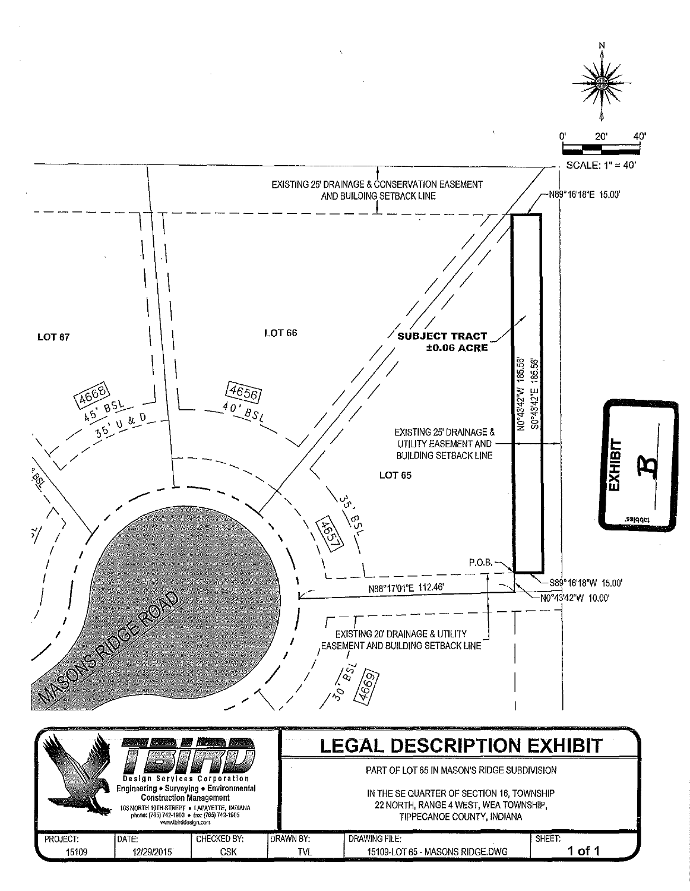SCALE: 1" = 40'

0' 20' 40'

N

EXISTING 25' DRAINAGE & CONSERVATION EASEMENT AND BUILDING SETBACK LINE

N89°16'18"E 15.00'

LOT 67

LOT 66

**SUBJECT TRACT ±0.06 ACRE**

4668

45' BSL

35' U & D

4656

40' BSL

N0°43'42"W 185.56'

S0°43'42"E 185.56'

EXISTING 25' DRAINAGE & UTILITY EASEMENT AND BUILDING SETBACK LINE

LOT 65

35' BSL

4657

P.O.B.

N88°17'01"E 112.46'

S89°16'18"W 15.00'

N0°43'42"W 10.00'

MASONS RIDGE ROAD

EXISTING 20' DRAINAGE & UTILITY EASEMENT AND BUILDING SETBACK LINE

30' BSL

4669

EXHIBIT B

TBIRD Design Services Corporation
Engineering • Surveying • Environmental
Construction Management
105 NORTH 10TH STREET • LAFAYETTE, INDIANA
phone: (765) 742-1900 • fax: (765) 742-1905
www.tbirddesign.com

# LEGAL DESCRIPTION EXHIBIT

PART OF LOT 65 IN MASON'S RIDGE SUBDIVISION

IN THE SE QUARTER OF SECTION 16, TOWNSHIP 22 NORTH, RANGE 4 WEST, WEA TOWNSHIP, TIPPECANOE COUNTY, INDIANA

| PROJECT: | DATE: | CHECKED BY: | DRAWN BY: | DRAWING FILE: | SHEET: |
|---|---|---|---|---|---|
| 15109 | 12/29/2015 | CSK | TVL | 15109-LOT 65 - MASONS RIDGE.DWG | 1 of 1 |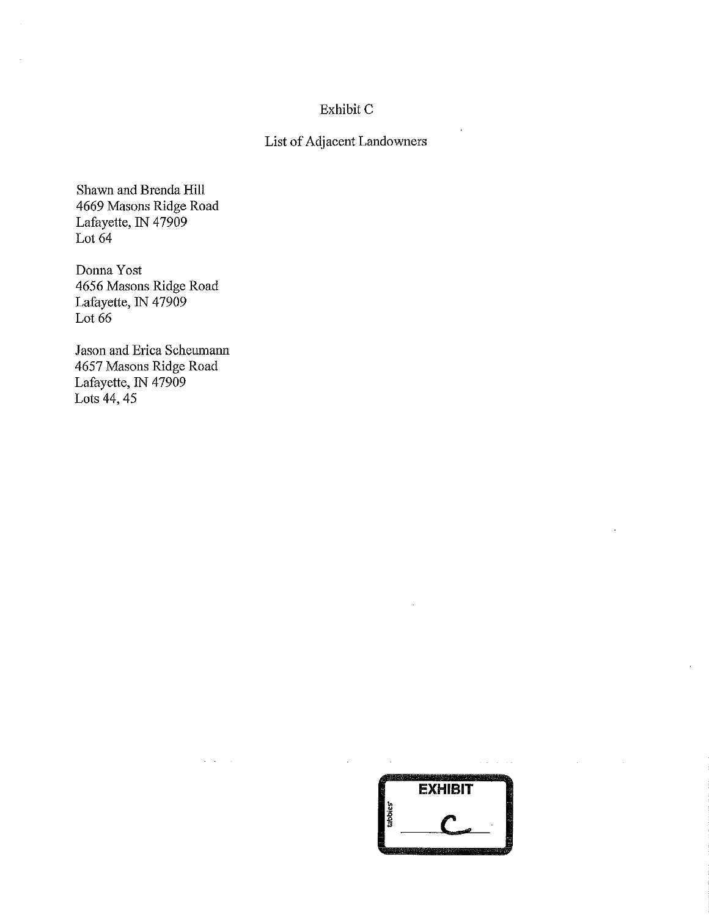# Exhibit C

## List of Adjacent Landowners

Shawn and Brenda Hill
4669 Masons Ridge Road
Lafayette, IN 47909
Lot 64

Donna Yost
4656 Masons Ridge Road
Lafayette, IN 47909
Lot 66

Jason and Erica Scheumann
4657 Masons Ridge Road
Lafayette, IN 47909
Lots 44, 45

EXHIBIT C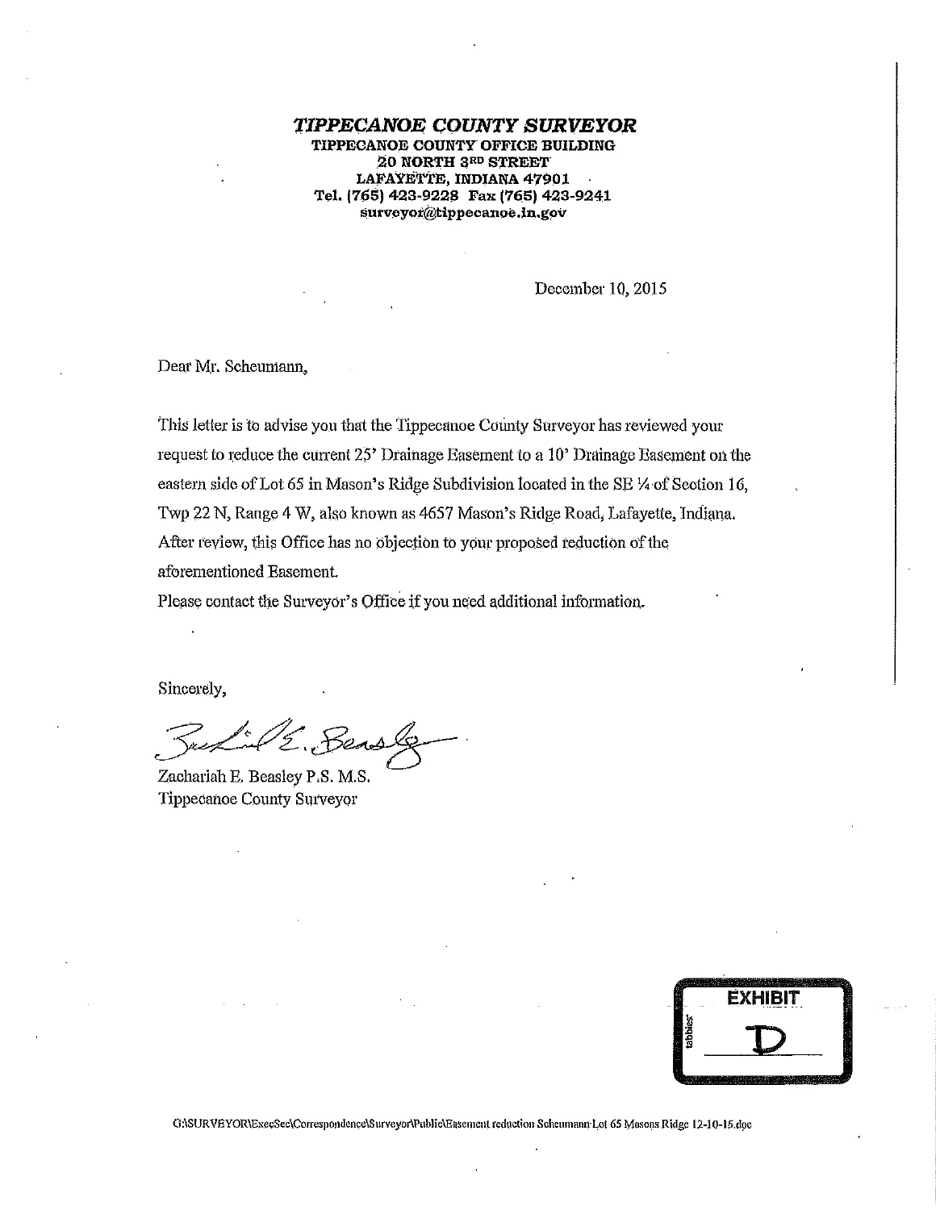***TIPPECANOE COUNTY SURVEYOR***

**TIPPECANOE COUNTY OFFICE BUILDING**
**20 NORTH 3RD STREET**
**LAFAYETTE, INDIANA 47901**
**Tel. (765) 423-9228 Fax (765) 423-9241**
**surveyor@tippecanoe.in.gov**

December 10, 2015

Dear Mr. Scheumann,

This letter is to advise you that the Tippecanoe County Surveyor has reviewed your request to reduce the current 25' Drainage Easement to a 10' Drainage Easement on the eastern side of Lot 65 in Mason's Ridge Subdivision located in the SE ¼ of Section 16, Twp 22 N, Range 4 W, also known as 4657 Mason's Ridge Road, Lafayette, Indiana. After review, this Office has no objection to your proposed reduction of the aforementioned Easement.

Please contact the Surveyor's Office if you need additional information.

Sincerely,

Zachariah E. Beasley P.S. M.S.
Tippecanoe County Surveyor

EXHIBIT D

G:\SURVEYOR\ExecSec\Correspondence\Surveyor\Public\Easement reduction Scheumann Lot 65 Masons Ridge 12-10-15.doc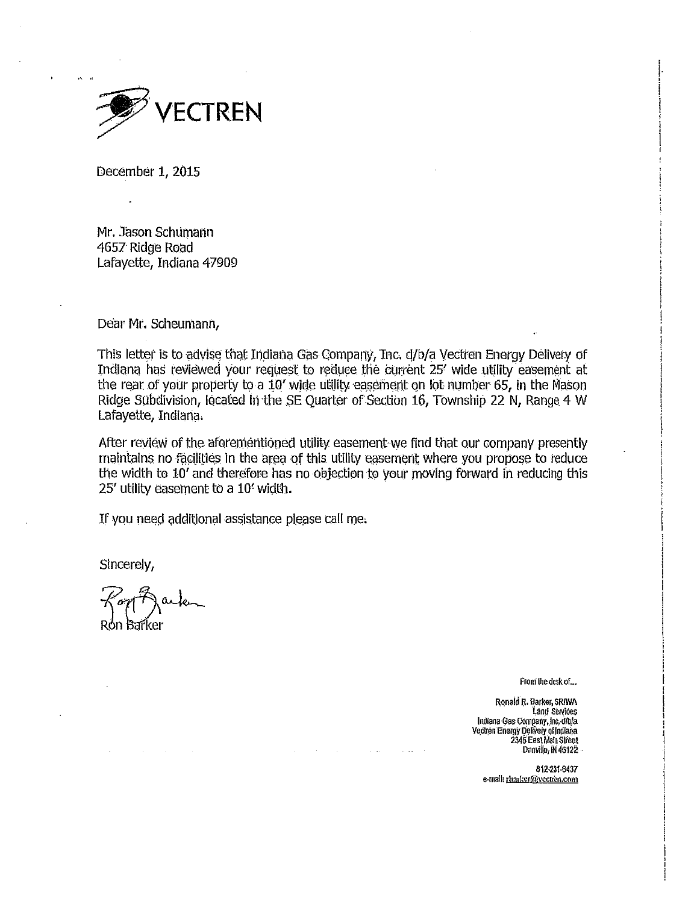VECTREN

December 1, 2015

Mr. Jason Schumann
4657 Ridge Road
Lafayette, Indiana 47909

Dear Mr. Scheumann,

This letter is to advise that Indiana Gas Company, Inc. d/b/a Vectren Energy Delivery of Indiana has reviewed your request to reduce the current 25' wide utility easement at the rear of your property to a 10' wide utility easement on lot number 65, in the Mason Ridge Subdivision, located in the SE Quarter of Section 16, Township 22 N, Range 4 W Lafayette, Indiana.

After review of the aforementioned utility easement we find that our company presently maintains no facilities in the area of this utility easement where you propose to reduce the width to 10' and therefore has no objection to your moving forward in reducing this 25' utility easement to a 10' width.

If you need additional assistance please call me.

Sincerely,

Ron Barker

From the desk of...

Ronald R. Barker, SR/WA
Land Services
Indiana Gas Company, Inc. d/b/a
Vectren Energy Delivery of Indiana
2345 East Main Street
Danville, IN 46122

812-231-6437
e-mail: rbarker@vectren.com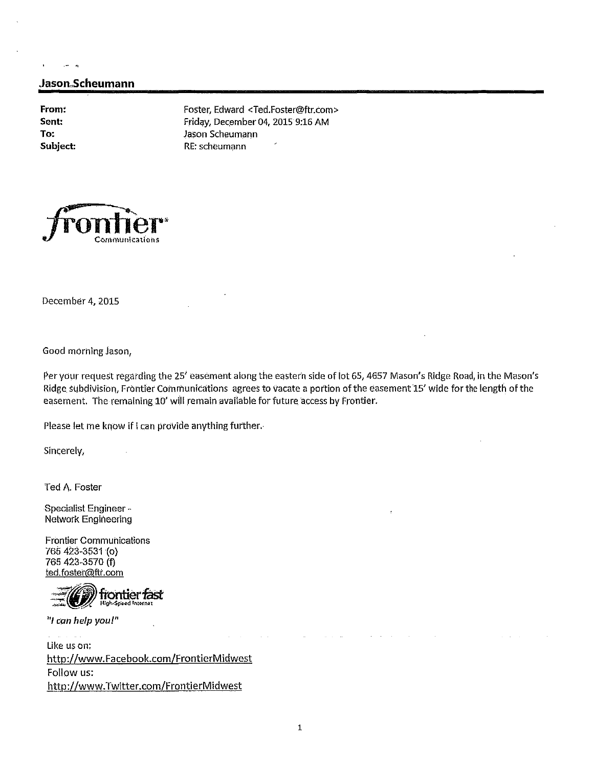**Jason Scheumann**

**From:** Foster, Edward <Ted.Foster@ftr.com>
**Sent:** Friday, December 04, 2015 9:16 AM
**To:** Jason Scheumann
**Subject:** RE: scheumann

frontier Communications

December 4, 2015

Good morning Jason,

Per your request regarding the 25' easement along the eastern side of lot 65, 4657 Mason's Ridge Road, in the Mason's Ridge subdivision, Frontier Communications agrees to vacate a portion of the easement 15' wide for the length of the easement. The remaining 10' will remain available for future access by Frontier.

Please let me know if I can provide anything further.

Sincerely,

Ted A. Foster

Specialist Engineer -
Network Engineering

Frontier Communications
765 423-3531 (o)
765 423-3570 (f)
ted.foster@ftr.com

frontier fast High-Speed Internet

*"I can help you!"*

Like us on:
http://www.Facebook.com/FrontierMidwest
Follow us:
http://www.Twitter.com/FrontierMidwest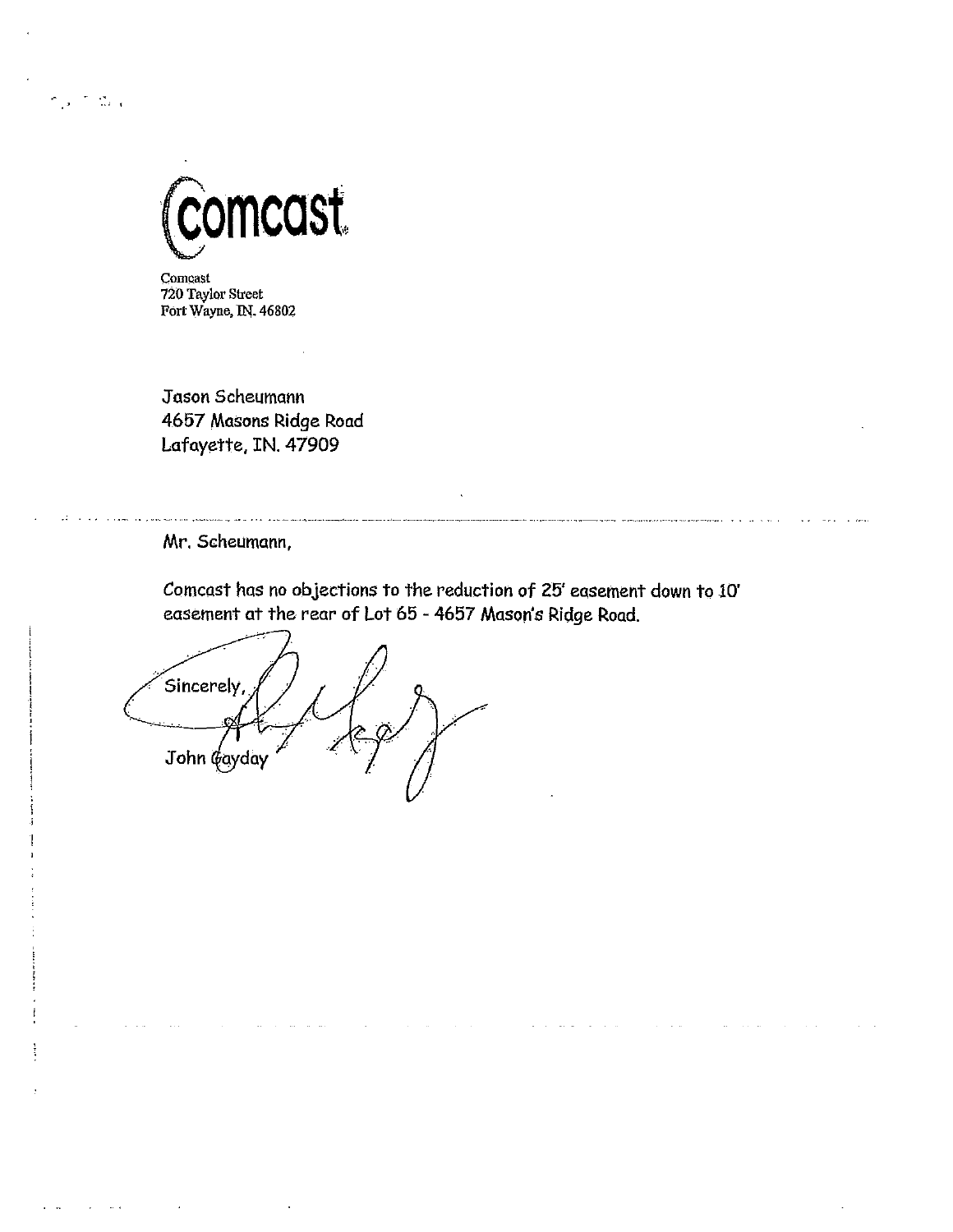comcast

Comcast
720 Taylor Street
Fort Wayne, IN. 46802

Jason Scheumann
4657 Masons Ridge Road
Lafayette, IN. 47909

Mr. Scheumann,

Comcast has no objections to the reduction of 25' easement down to 10' easement at the rear of Lot 65 - 4657 Mason's Ridge Road.

Sincerely,

John Gayday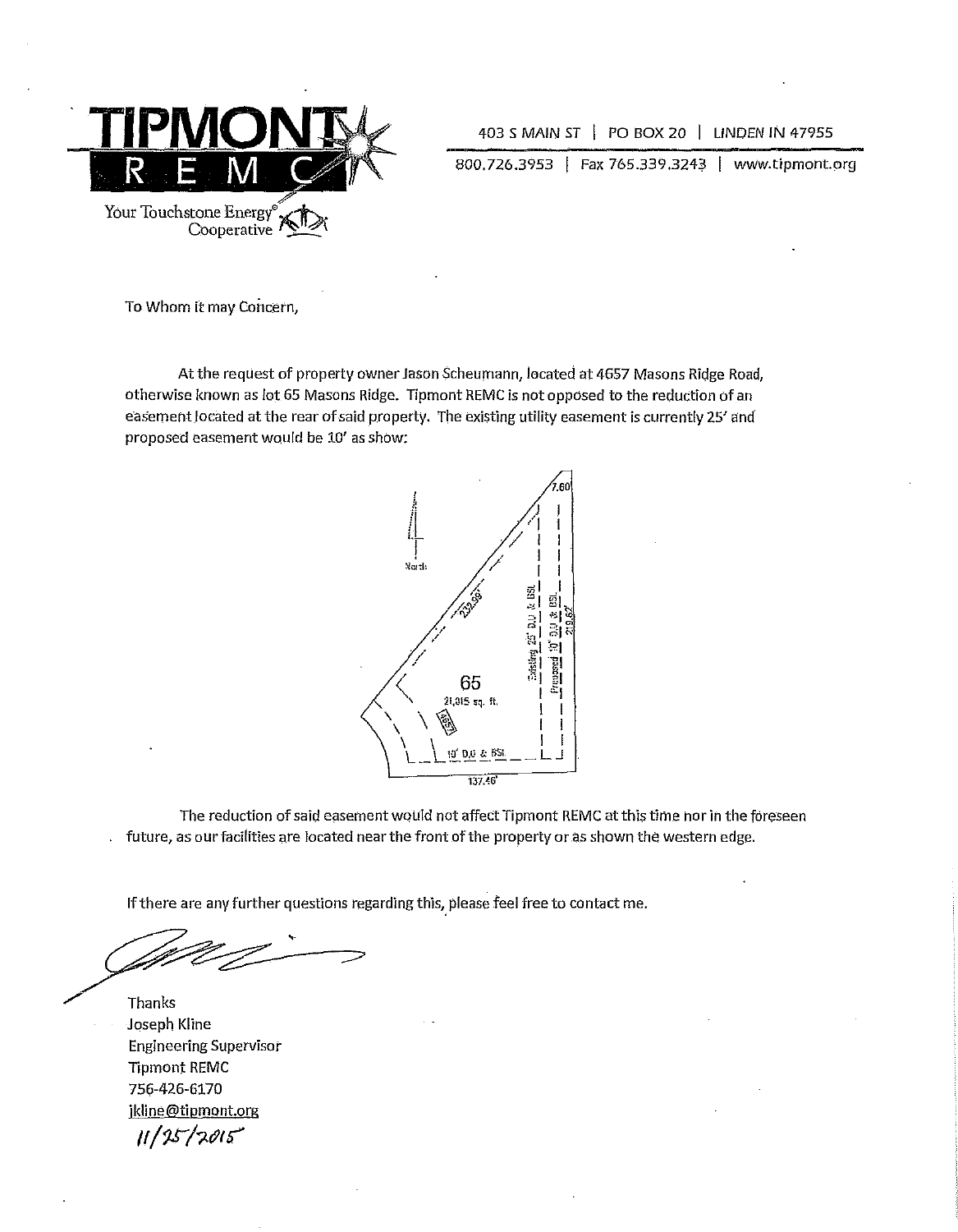**TIPMONT REMC**
Your Touchstone Energy® Cooperative

403 S MAIN ST | PO BOX 20 | LINDEN IN 47955
800.726.3953 | Fax 765.339.3243 | www.tipmont.org

To Whom it may Concern,

At the request of property owner Jason Scheumann, located at 4657 Masons Ridge Road, otherwise known as lot 65 Masons Ridge. Tipmont REMC is not opposed to the reduction of an easement located at the rear of said property. The existing utility easement is currently 25' and proposed easement would be 10' as show:

North

7.60'

232.59'

Existing 25' D.U. & BSL

Proposed 10' D.U. & BSL

219.62'

65

21,815 sq. ft.

4657

10' D.U. & BSL

137.46'

The reduction of said easement would not affect Tipmont REMC at this time nor in the foreseen future, as our facilities are located near the front of the property or as shown the western edge.

If there are any further questions regarding this, please feel free to contact me.

Thanks
Joseph Kline
Engineering Supervisor
Tipmont REMC
756-426-6170
jkline@tipmont.org
11/25/2015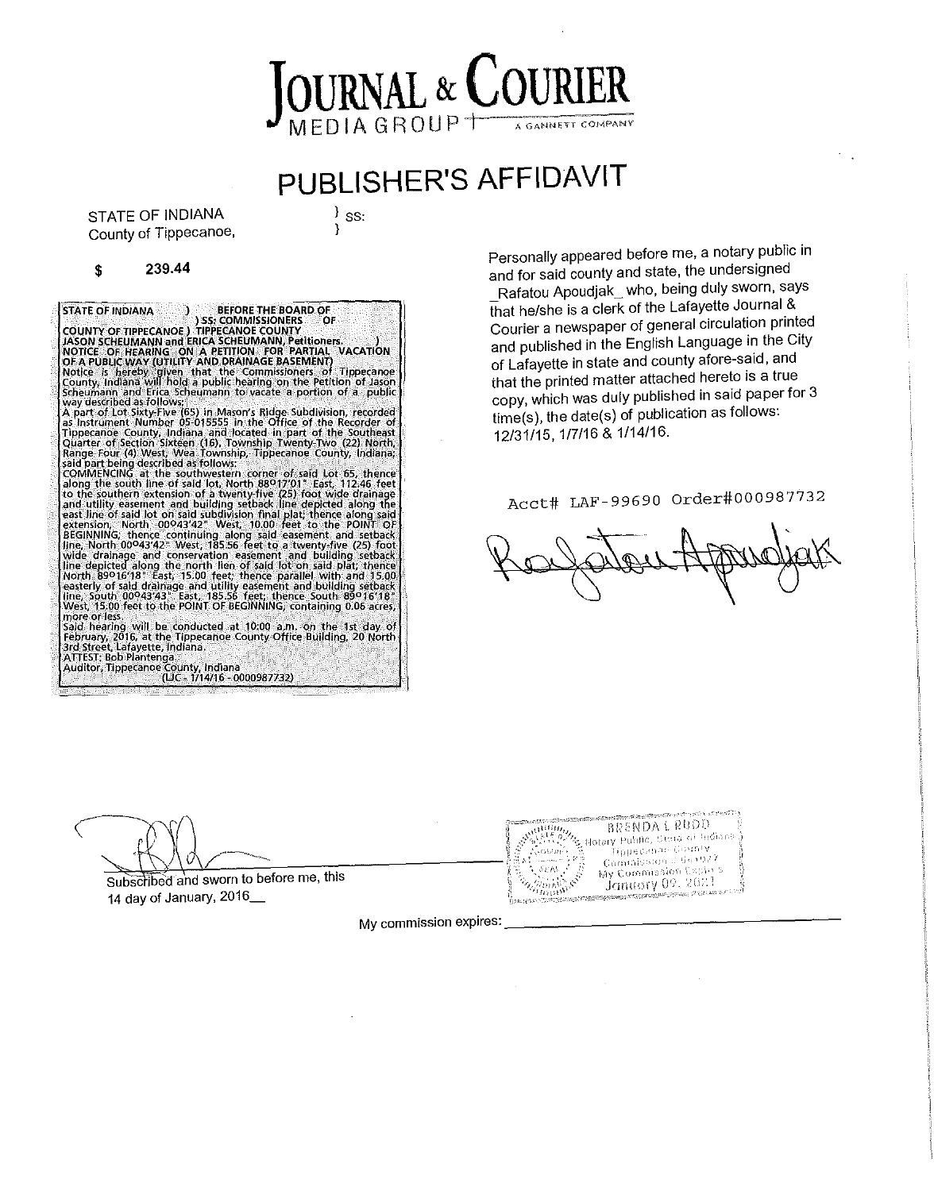# JOURNAL & COURIER

MEDIA GROUP — A GANNETT COMPANY

# PUBLISHER'S AFFIDAVIT

STATE OF INDIANA } SS:
County of Tippecanoe, }

**$ 239.44**

STATE OF INDIANA ) BEFORE THE BOARD OF
) SS: COMMISSIONERS OF
COUNTY OF TIPPECANOE ) TIPPECANOE COUNTY
JASON SCHEUMANN and ERICA SCHEUMANN, Petitioners. )
NOTICE OF HEARING ON A PETITION FOR PARTIAL VACATION OF A PUBLIC WAY (UTILITY AND DRAINAGE EASEMENT)
Notice is hereby given that the Commissioners of Tippecanoe County, Indiana will hold a public hearing on the Petition of Jason Scheumann and Erica Scheumann to vacate a portion of a public way described as follows:
A part of Lot Sixty-Five (65) in Mason's Ridge Subdivision, recorded as Instrument Number 05-015555 in the Office of the Recorder of Tippecanoe County, Indiana and located in part of the Southeast Quarter of Section Sixteen (16), Township Twenty-Two (22) North, Range Four (4) West, Wea Township, Tippecanoe County, Indiana; said part being described as follows:
COMMENCING at the southwestern corner of said Lot 65, thence along the south line of said lot, North 88º17'01" East, 112.46 feet to the southern extension of a twenty-five (25) foot wide drainage and utility easement and building setback line depicted along the east line of said lot on said subdivision final plat; thence along said extension, North 00º43'42" West, 10.00 feet to the POINT OF BEGINNING; thence continuing along said easement and setback line, North 00º43'42" West, 185.56 feet to a twenty-five (25) foot wide drainage and conservation easement and building setback line depicted along the north lien of said lot on said plat; thence North 89º16'18" East, 15.00 feet; thence parallel with and 15.00 easterly of said drainage and utility easement and building setback line, South 00º43'43" East, 185.56 feet; thence South 89º16'18" West, 15.00 feet to the POINT OF BEGINNING, containing 0.06 acres, more or less.
Said hearing will be conducted at 10:00 a.m. on the 1st day of February, 2016, at the Tippecanoe County Office Building, 20 North 3rd Street, Lafayette, Indiana.
ATTEST: Bob Plantenga
Auditor, Tippecanoe County, Indiana
(LJC - 1/14/16 - 0000987732)

Personally appeared before me, a notary public in and for said county and state, the undersigned _Rafatou Apoudjak_ who, being duly sworn, says that he/she is a clerk of the Lafayette Journal & Courier a newspaper of general circulation printed and published in the English Language in the City of Lafayette in state and county afore-said, and that the printed matter attached hereto is a true copy, which was duly published in said paper for 3 time(s), the date(s) of publication as follows: 12/31/15, 1/7/16 & 1/14/16.

Acct# LAF-99690 Order#000987732

Rafatou Apoudjak

Subscribed and sworn to before me, this
14 day of January, 2016__

BRENDA L RUDD
Notary Public, State of Indiana
Tippecanoe County
Commission # 6k1977
My Commission Expires
January 09, 2021

My commission expires: ______________________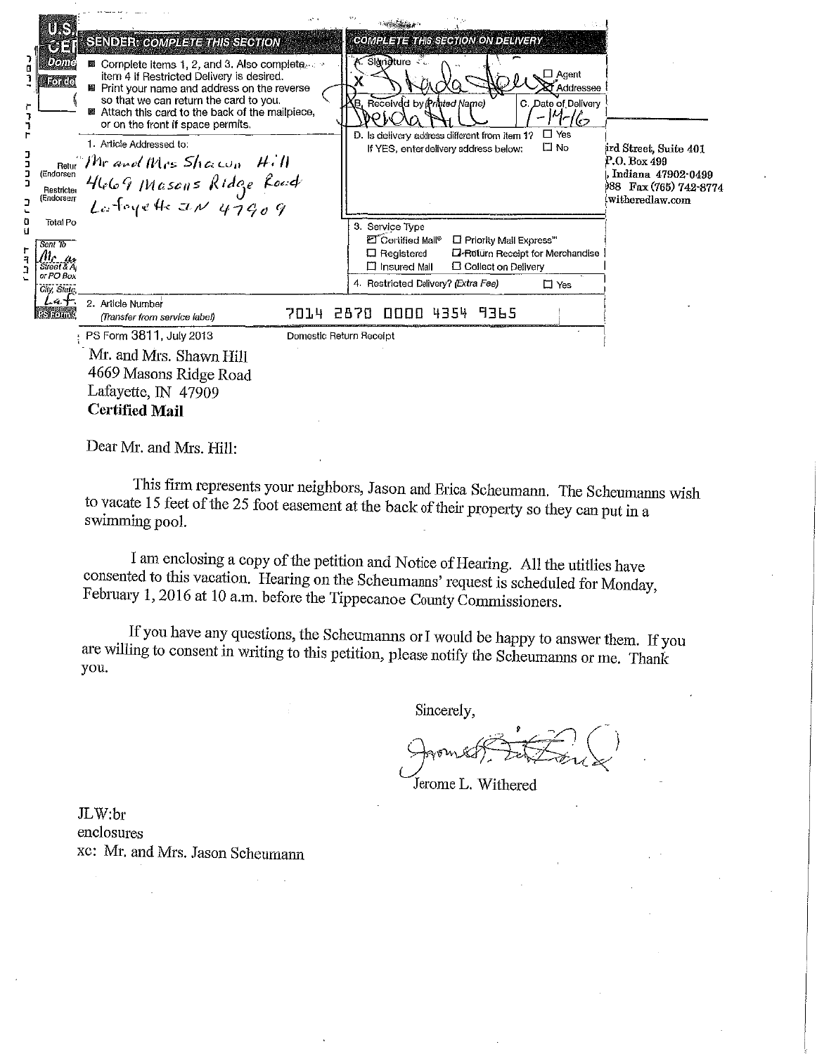**SENDER: COMPLETE THIS SECTION**

- Complete items 1, 2, and 3. Also complete item 4 if Restricted Delivery is desired.
- Print your name and address on the reverse so that we can return the card to you.
- Attach this card to the back of the mailpiece, or on the front if space permits.

1. Article Addressed to:

Mr and Mrs Shawn Hill
4669 Masons Ridge Road
Lafayette IN 47909

**COMPLETE THIS SECTION ON DELIVERY**

A. Signature
X [signature] ☐ Agent ☒ Addressee

B. Received by (Printed Name) Brenda Hill
C. Date of Delivery 1-14-16

D. Is delivery address different from item 1? ☐ Yes
If YES, enter delivery address below: ☐ No

3. Service Type
☒ Certified Mail® ☐ Priority Mail Express™
☐ Registered ☐ Return Receipt for Merchandise
☐ Insured Mail ☐ Collect on Delivery

4. Restricted Delivery? (Extra Fee) ☐ Yes

2. Article Number
(Transfer from service label) 7014 2870 0000 4354 9365

PS Form 3811, July 2013 Domestic Return Receipt

...ird Street, Suite 401
P.O. Box 499
..., Indiana 47902-0499
...988 Fax (765) 742-8774
...witheredlaw.com

Mr. and Mrs. Shawn Hill
4669 Masons Ridge Road
Lafayette, IN 47909
**Certified Mail**

Dear Mr. and Mrs. Hill:

This firm represents your neighbors, Jason and Erica Scheumann. The Scheumanns wish to vacate 15 feet of the 25 foot easement at the back of their property so they can put in a swimming pool.

I am enclosing a copy of the petition and Notice of Hearing. All the utitlies have consented to this vacation. Hearing on the Scheumanns' request is scheduled for Monday, February 1, 2016 at 10 a.m. before the Tippecanoe County Commissioners.

If you have any questions, the Scheumanns or I would be happy to answer them. If you are willing to consent in writing to this petition, please notify the Scheumanns or me. Thank you.

Sincerely,

[signature]

Jerome L. Withered

JLW:br
enclosures
xc: Mr. and Mrs. Jason Scheumann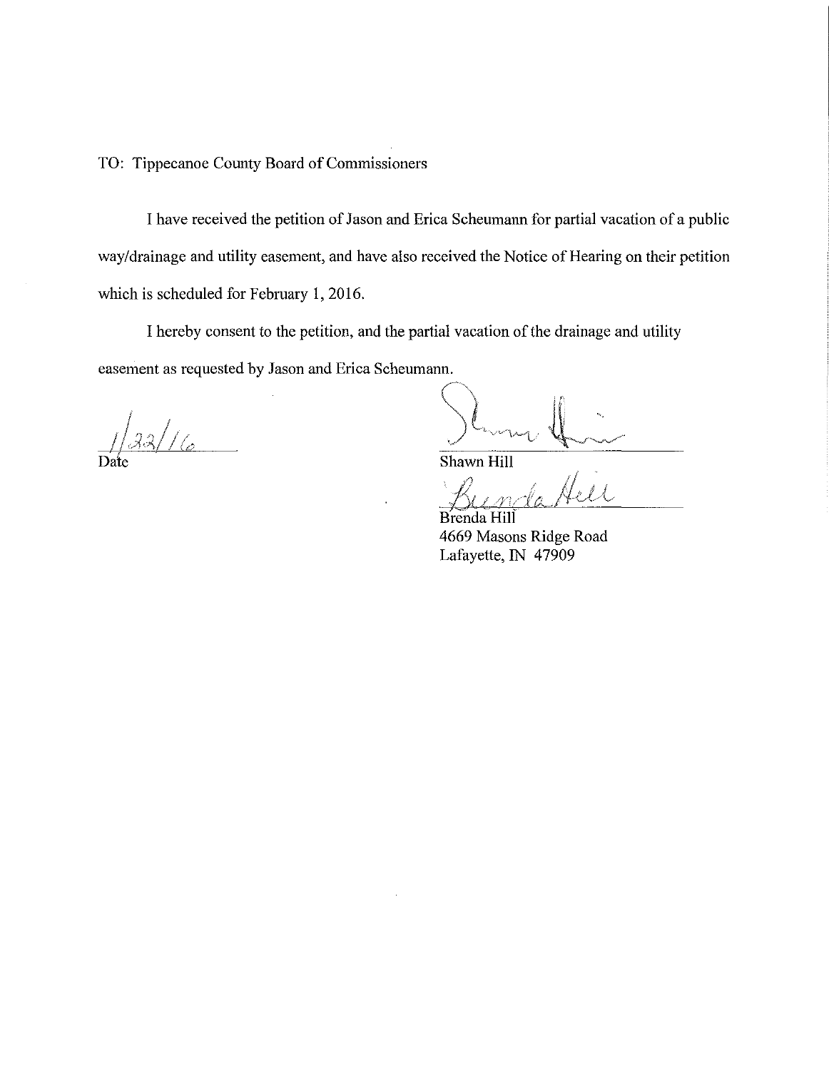TO: Tippecanoe County Board of Commissioners

I have received the petition of Jason and Erica Scheumann for partial vacation of a public way/drainage and utility easement, and have also received the Notice of Hearing on their petition which is scheduled for February 1, 2016.

I hereby consent to the petition, and the partial vacation of the drainage and utility easement as requested by Jason and Erica Scheumann.

1/22/16
Date

Shawn Hill

Brenda Hill
4669 Masons Ridge Road
Lafayette, IN 47909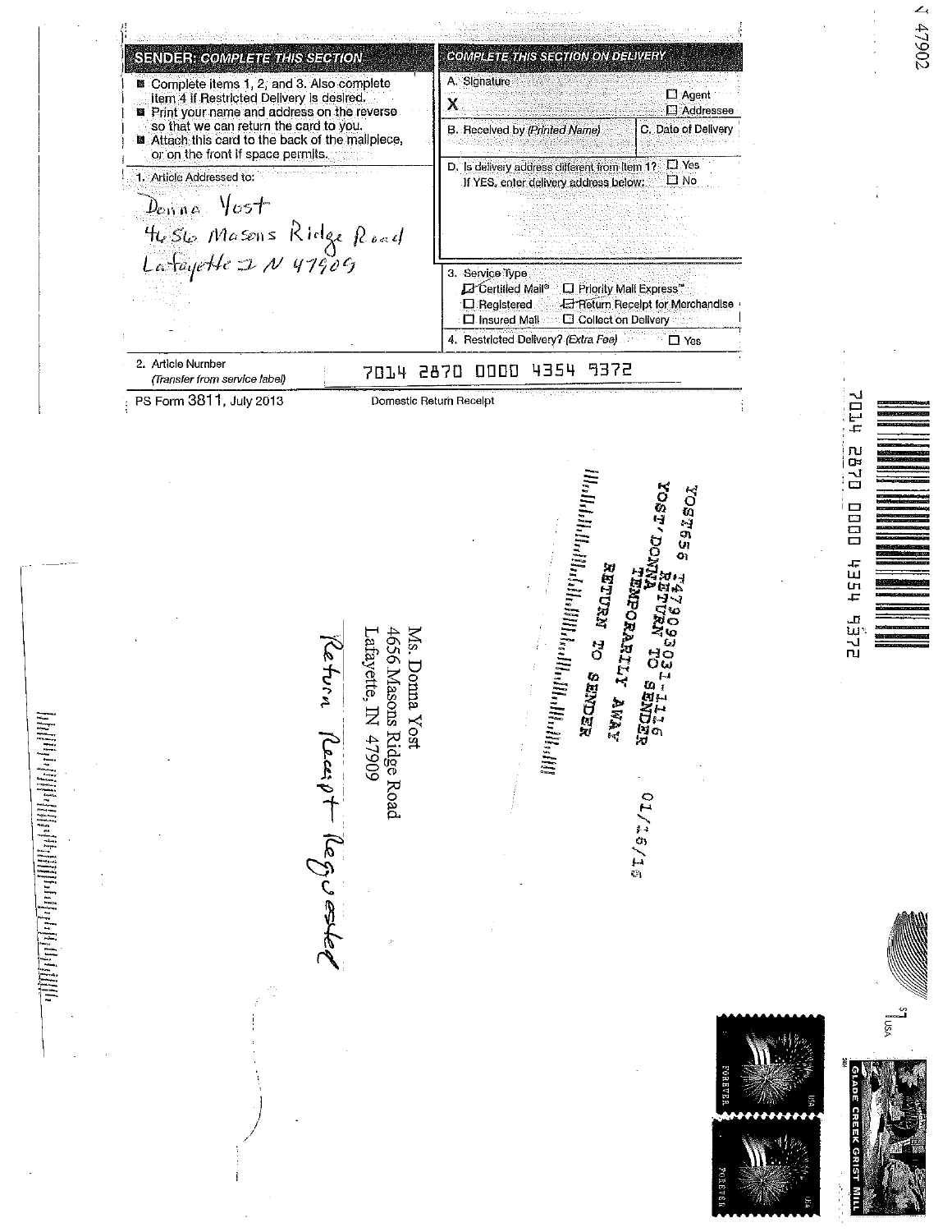**SENDER: COMPLETE THIS SECTION**

- Complete items 1, 2, and 3. Also complete item 4 if Restricted Delivery is desired.
- Print your name and address on the reverse so that we can return the card to you.
- Attach this card to the back of the mailpiece, or on the front if space permits.

1. Article Addressed to:

Donna Yost
4656 Masons Ridge Road
Lafayette IN 47909

**COMPLETE THIS SECTION ON DELIVERY**

A. Signature
X
☐ Agent
☐ Addressee

B. Received by (*Printed Name*)

C. Date of Delivery

D. Is delivery address different from item 1? ☐ Yes
If YES, enter delivery address below: ☐ No

3. Service Type
☑ Certified Mail® ☐ Priority Mail Express™
☐ Registered ☑ Return Receipt for Merchandise
☐ Insured Mail ☐ Collect on Delivery

4. Restricted Delivery? (*Extra Fee*) ☐ Yes

2. Article Number
(*Transfer from service label*)
7014 2870 0000 4354 9372

PS Form 3811, July 2013 Domestic Return Receipt

---

7014 2870 0000 4354 9372

47902

YOST656 T479093031-1116
RETURN TO SENDER
YOST'DONNA
TEMPORARILY AWAY
RETURN TO SENDER
01/16/15

Ms. Donna Yost
4656 Masons Ridge Road
Lafayette, IN 47909

Return Receipt Requested

GLADE CREEK GRIST MILL
USA $1

FOREVER USA
FOREVER USA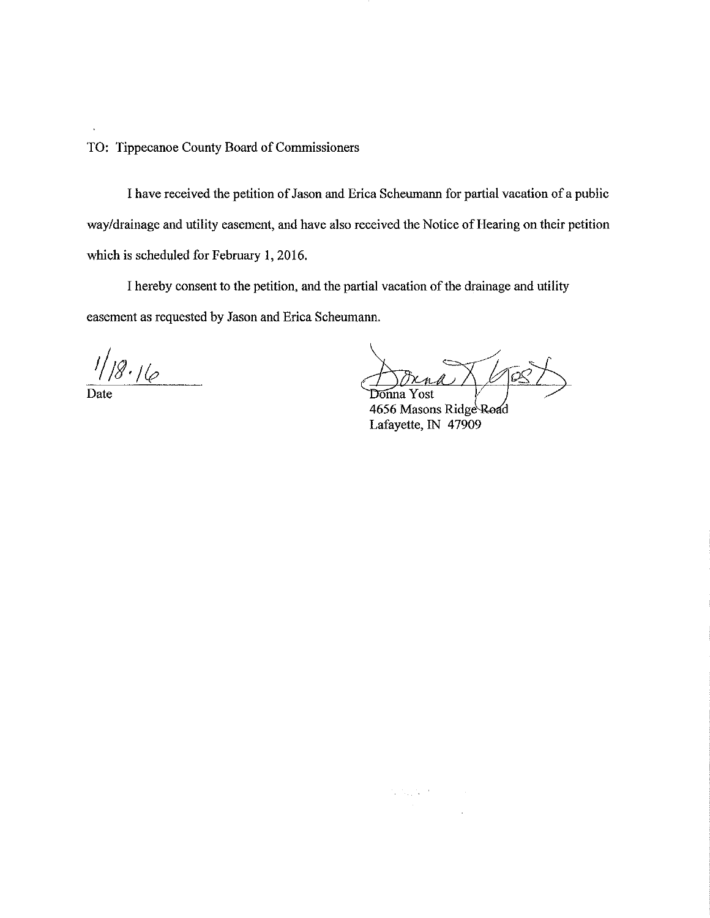TO: Tippecanoe County Board of Commissioners

I have received the petition of Jason and Erica Scheumann for partial vacation of a public way/drainage and utility easement, and have also received the Notice of Hearing on their petition which is scheduled for February 1, 2016.

I hereby consent to the petition, and the partial vacation of the drainage and utility easement as requested by Jason and Erica Scheumann.

1/18.16
Date

Donna Yost
4656 Masons Ridge Road
Lafayette, IN 47909